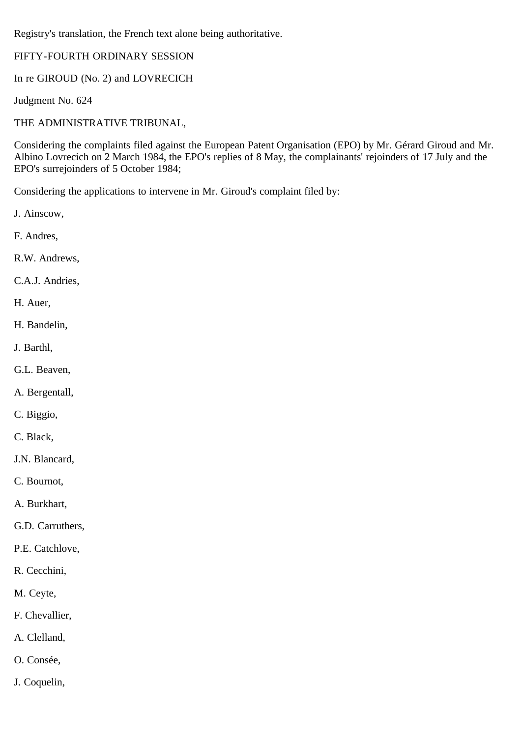Registry's translation, the French text alone being authoritative.

FIFTY-FOURTH ORDINARY SESSION

In re GIROUD (No. 2) and LOVRECICH

Judgment No. 624

THE ADMINISTRATIVE TRIBUNAL,

Considering the complaints filed against the European Patent Organisation (EPO) by Mr. Gérard Giroud and Mr. Albino Lovrecich on 2 March 1984, the EPO's replies of 8 May, the complainants' rejoinders of 17 July and the EPO's surrejoinders of 5 October 1984;

Considering the applications to intervene in Mr. Giroud's complaint filed by:

J. Ainscow,

F. Andres,

R.W. Andrews,

C.A.J. Andries,

H. Auer,

H. Bandelin,

J. Barthl,

G.L. Beaven,

A. Bergentall,

C. Biggio,

C. Black,

J.N. Blancard,

C. Bournot,

A. Burkhart,

G.D. Carruthers,

P.E. Catchlove,

R. Cecchini,

M. Ceyte,

F. Chevallier,

A. Clelland,

O. Consée,

J. Coquelin,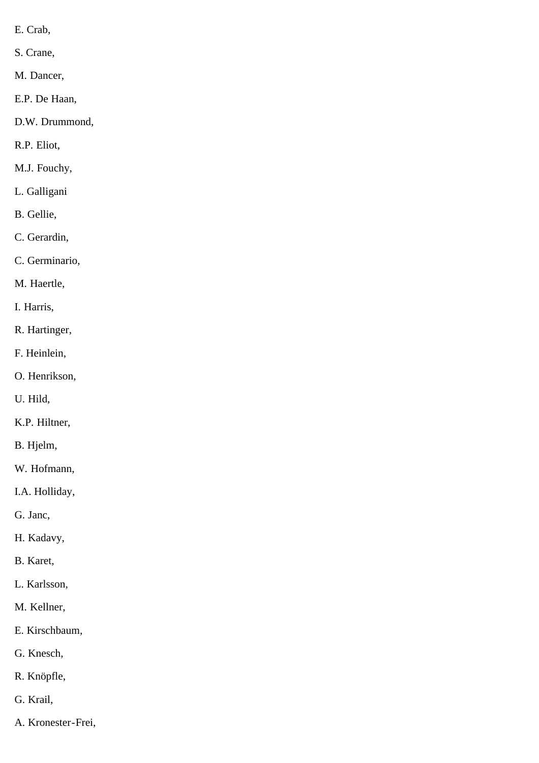E. Crab,

S. Crane,

M. Dancer,

E.P. De Haan,

D.W. Drummond,

R.P. Eliot,

M.J. Fouchy,

L. Galligani

B. Gellie,

C. Gerardin,

C. Germinario,

M. Haertle,

I. Harris,

R. Hartinger,

F. Heinlein,

O. Henrikson,

U. Hild,

K.P. Hiltner,

B. Hjelm,

W. Hofmann,

I.A. Holliday,

G. Janc,

H. Kadavy,

B. Karet,

L. Karlsson,

M. Kellner,

E. Kirschbaum,

G. Knesch,

R. Knöpfle,

G. Krail,

A. Kronester-Frei,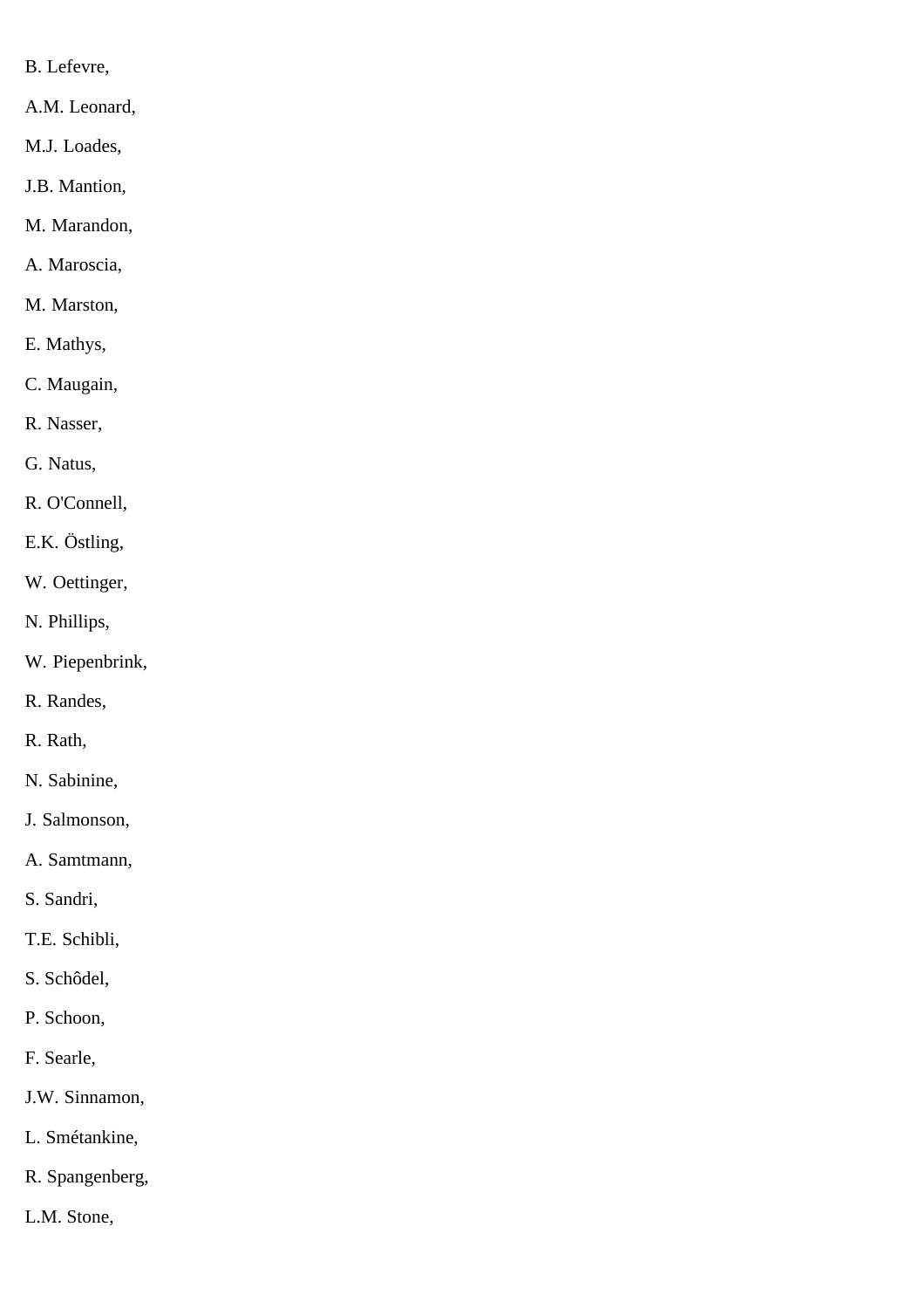B. Lefevre,

A.M. Leonard,

M.J. Loades,

J.B. Mantion,

M. Marandon,

A. Maroscia,

M. Marston,

E. Mathys,

C. Maugain,

R. Nasser,

G. Natus,

R. O'Connell,

E.K. Östling,

W. Oettinger,

N. Phillips,

W. Piepenbrink,

R. Randes,

R. Rath,

N. Sabinine,

J. Salmonson,

A. Samtmann,

S. Sandri,

T.E. Schibli,

S. Schôdel,

P. Schoon,

F. Searle,

J.W. Sinnamon,

L. Smétankine,

R. Spangenberg,

L.M. Stone,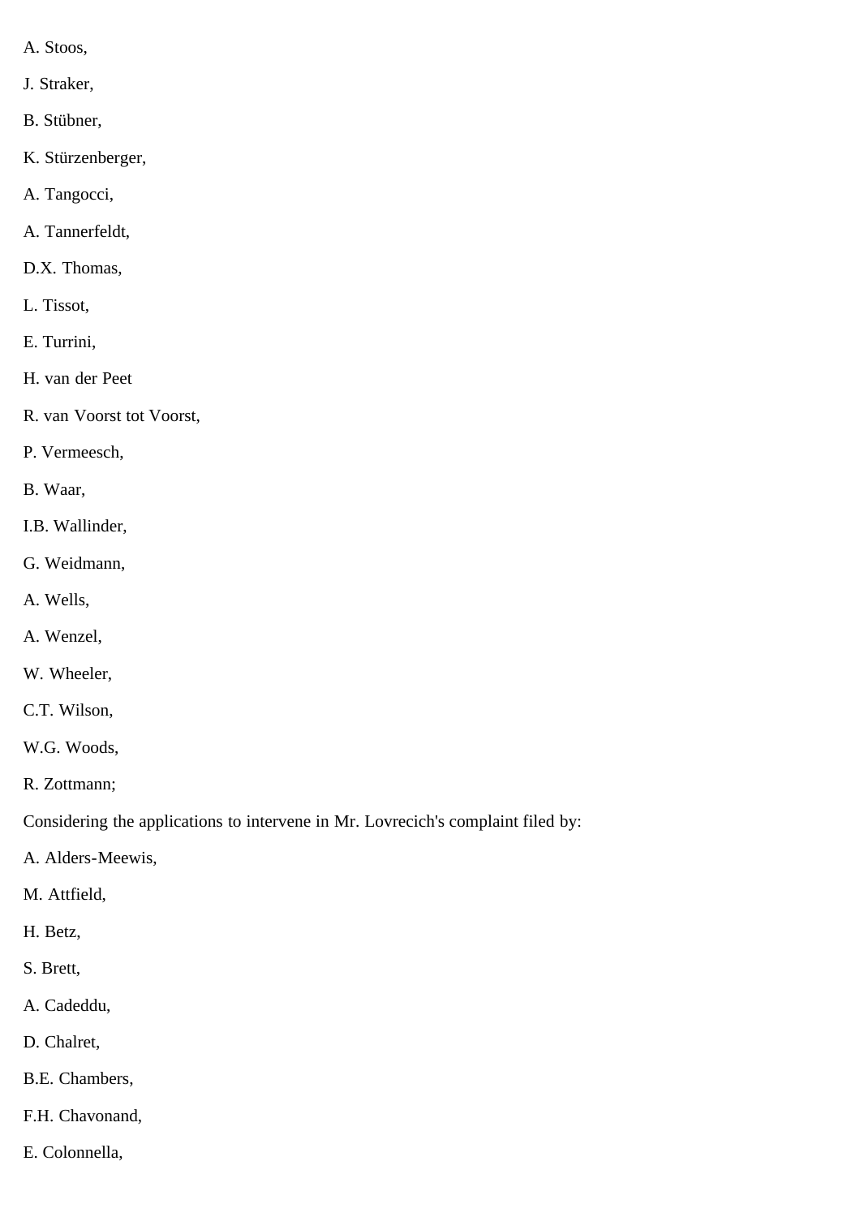A. Stoos,

J. Straker,

B. Stübner,

K. Stürzenberger,

A. Tangocci,

A. Tannerfeldt,

D.X. Thomas,

L. Tissot,

E. Turrini,

H. van der Peet

R. van Voorst tot Voorst,

P. Vermeesch,

B. Waar,

I.B. Wallinder,

G. Weidmann,

A. Wells,

A. Wenzel,

W. Wheeler,

C.T. Wilson,

W.G. Woods,

R. Zottmann;

Considering the applications to intervene in Mr. Lovrecich's complaint filed by:

A. Alders-Meewis,

M. Attfield,

H. Betz,

S. Brett,

A. Cadeddu,

D. Chalret,

B.E. Chambers,

F.H. Chavonand,

E. Colonnella,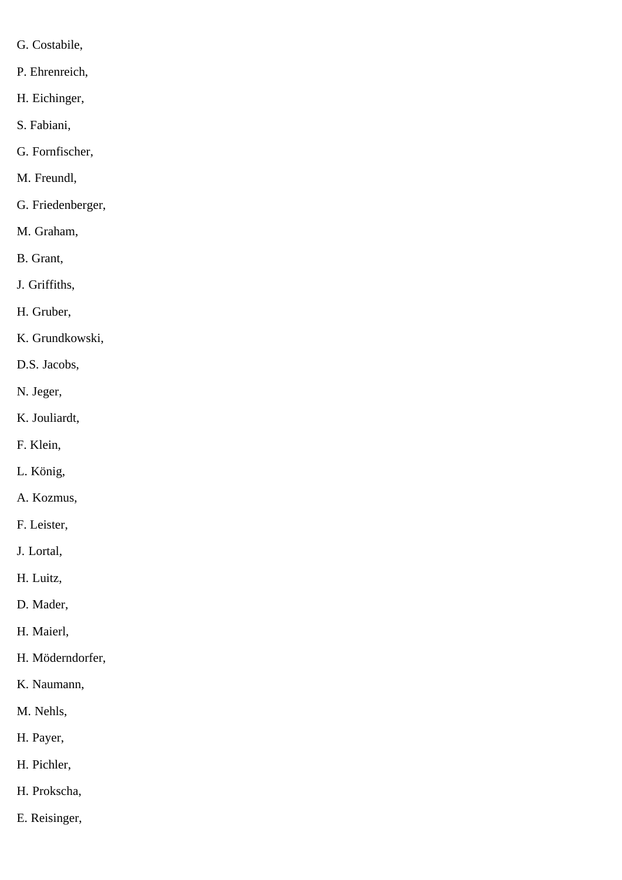G. Costabile,

P. Ehrenreich,

H. Eichinger,

S. Fabiani,

G. Fornfischer,

M. Freundl,

G. Friedenberger,

M. Graham,

B. Grant,

J. Griffiths,

H. Gruber,

K. Grundkowski,

D.S. Jacobs,

N. Jeger,

K. Jouliardt,

F. Klein,

L. König,

A. Kozmus,

F. Leister,

J. Lortal,

H. Luitz,

D. Mader,

H. Maierl,

H. Möderndorfer,

K. Naumann,

M. Nehls,

H. Payer,

H. Pichler,

H. Prokscha,

E. Reisinger,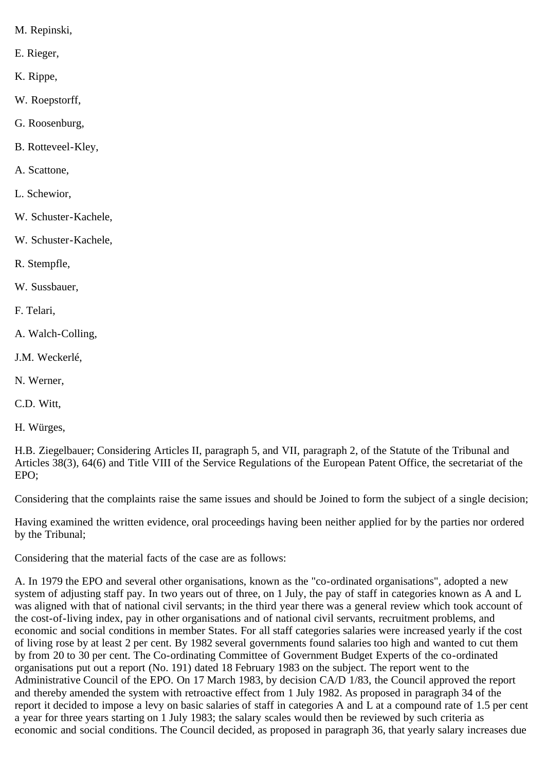M. Repinski,

E. Rieger,

K. Rippe,

W. Roepstorff,

G. Roosenburg,

B. Rotteveel-Kley,

A. Scattone,

L. Schewior,

W. Schuster-Kachele,

W. Schuster-Kachele,

R. Stempfle,

W. Sussbauer,

F. Telari,

A. Walch-Colling,

J.M. Weckerlé,

N. Werner,

C.D. Witt,

H. Würges,

H.B. Ziegelbauer; Considering Articles II, paragraph 5, and VII, paragraph 2, of the Statute of the Tribunal and Articles 38(3), 64(6) and Title VIII of the Service Regulations of the European Patent Office, the secretariat of the EPO;

Considering that the complaints raise the same issues and should be Joined to form the subject of a single decision;

Having examined the written evidence, oral proceedings having been neither applied for by the parties nor ordered by the Tribunal;

Considering that the material facts of the case are as follows:

A. In 1979 the EPO and several other organisations, known as the "co-ordinated organisations", adopted a new system of adjusting staff pay. In two years out of three, on 1 July, the pay of staff in categories known as A and L was aligned with that of national civil servants; in the third year there was a general review which took account of the cost-of-living index, pay in other organisations and of national civil servants, recruitment problems, and economic and social conditions in member States. For all staff categories salaries were increased yearly if the cost of living rose by at least 2 per cent. By 1982 several governments found salaries too high and wanted to cut them by from 20 to 30 per cent. The Co-ordinating Committee of Government Budget Experts of the co-ordinated organisations put out a report (No. 191) dated 18 February 1983 on the subject. The report went to the Administrative Council of the EPO. On 17 March 1983, by decision CA/D 1/83, the Council approved the report and thereby amended the system with retroactive effect from 1 July 1982. As proposed in paragraph 34 of the report it decided to impose a levy on basic salaries of staff in categories A and L at a compound rate of 1.5 per cent a year for three years starting on 1 July 1983; the salary scales would then be reviewed by such criteria as economic and social conditions. The Council decided, as proposed in paragraph 36, that yearly salary increases due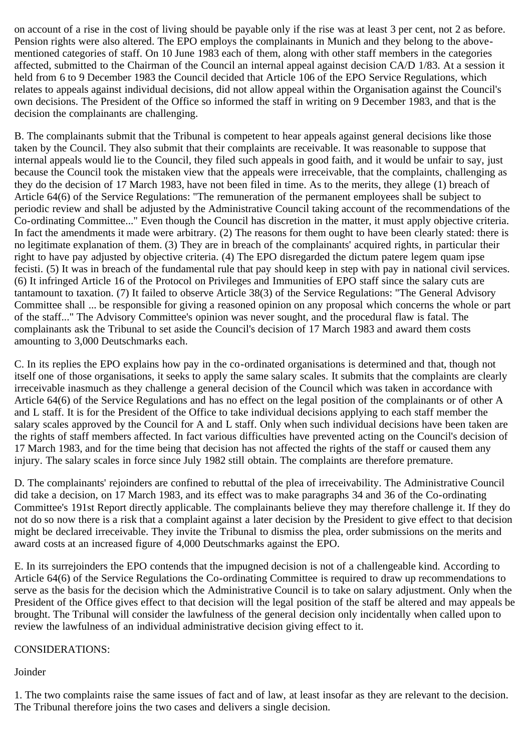on account of a rise in the cost of living should be payable only if the rise was at least 3 per cent, not 2 as before. Pension rights were also altered. The EPO employs the complainants in Munich and they belong to the above-mentioned categories of staff. On 10 June 1983 each of them, along with other staff members in the categories affected, submitted to the Chairman of the Council an internal appeal against decision CA/D 1/83. At a session it held from 6 to 9 December 1983 the Council decided that Article 106 of the EPO Service Regulations, which relates to appeals against individual decisions, did not allow appeal within the Organisation against the Council's own decisions. The President of the Office so informed the staff in writing on 9 December 1983, and that is the decision the complainants are challenging.

B. The complainants submit that the Tribunal is competent to hear appeals against general decisions like those taken by the Council. They also submit that their complaints are receivable. It was reasonable to suppose that internal appeals would lie to the Council, they filed such appeals in good faith, and it would be unfair to say, just because the Council took the mistaken view that the appeals were irreceivable, that the complaints, challenging as they do the decision of 17 March 1983, have not been filed in time. As to the merits, they allege (1) breach of Article 64(6) of the Service Regulations: "The remuneration of the permanent employees shall be subject to periodic review and shall be adjusted by the Administrative Council taking account of the recommendations of the Co-ordinating Committee..." Even though the Council has discretion in the matter, it must apply objective criteria. In fact the amendments it made were arbitrary. (2) The reasons for them ought to have been clearly stated: there is no legitimate explanation of them. (3) They are in breach of the complainants' acquired rights, in particular their right to have pay adjusted by objective criteria. (4) The EPO disregarded the dictum patere legem quam ipse fecisti. (5) It was in breach of the fundamental rule that pay should keep in step with pay in national civil services. (6) It infringed Article 16 of the Protocol on Privileges and Immunities of EPO staff since the salary cuts are tantamount to taxation. (7) It failed to observe Article 38(3) of the Service Regulations: "The General Advisory Committee shall ... be responsible for giving a reasoned opinion on any proposal which concerns the whole or part of the staff..." The Advisory Committee's opinion was never sought, and the procedural flaw is fatal. The complainants ask the Tribunal to set aside the Council's decision of 17 March 1983 and award them costs amounting to 3,000 Deutschmarks each.

C. In its replies the EPO explains how pay in the co-ordinated organisations is determined and that, though not itself one of those organisations, it seeks to apply the same salary scales. It submits that the complaints are clearly irreceivable inasmuch as they challenge a general decision of the Council which was taken in accordance with Article 64(6) of the Service Regulations and has no effect on the legal position of the complainants or of other A and L staff. It is for the President of the Office to take individual decisions applying to each staff member the salary scales approved by the Council for A and L staff. Only when such individual decisions have been taken are the rights of staff members affected. In fact various difficulties have prevented acting on the Council's decision of 17 March 1983, and for the time being that decision has not affected the rights of the staff or caused them any injury. The salary scales in force since July 1982 still obtain. The complaints are therefore premature.

D. The complainants' rejoinders are confined to rebuttal of the plea of irreceivability. The Administrative Council did take a decision, on 17 March 1983, and its effect was to make paragraphs 34 and 36 of the Co-ordinating Committee's 191st Report directly applicable. The complainants believe they may therefore challenge it. If they do not do so now there is a risk that a complaint against a later decision by the President to give effect to that decision might be declared irreceivable. They invite the Tribunal to dismiss the plea, order submissions on the merits and award costs at an increased figure of 4,000 Deutschmarks against the EPO.

E. In its surrejoinders the EPO contends that the impugned decision is not of a challengeable kind. According to Article 64(6) of the Service Regulations the Co-ordinating Committee is required to draw up recommendations to serve as the basis for the decision which the Administrative Council is to take on salary adjustment. Only when the President of the Office gives effect to that decision will the legal position of the staff be altered and may appeals be brought. The Tribunal will consider the lawfulness of the general decision only incidentally when called upon to review the lawfulness of an individual administrative decision giving effect to it.

CONSIDERATIONS:

Joinder

1. The two complaints raise the same issues of fact and of law, at least insofar as they are relevant to the decision. The Tribunal therefore joins the two cases and delivers a single decision.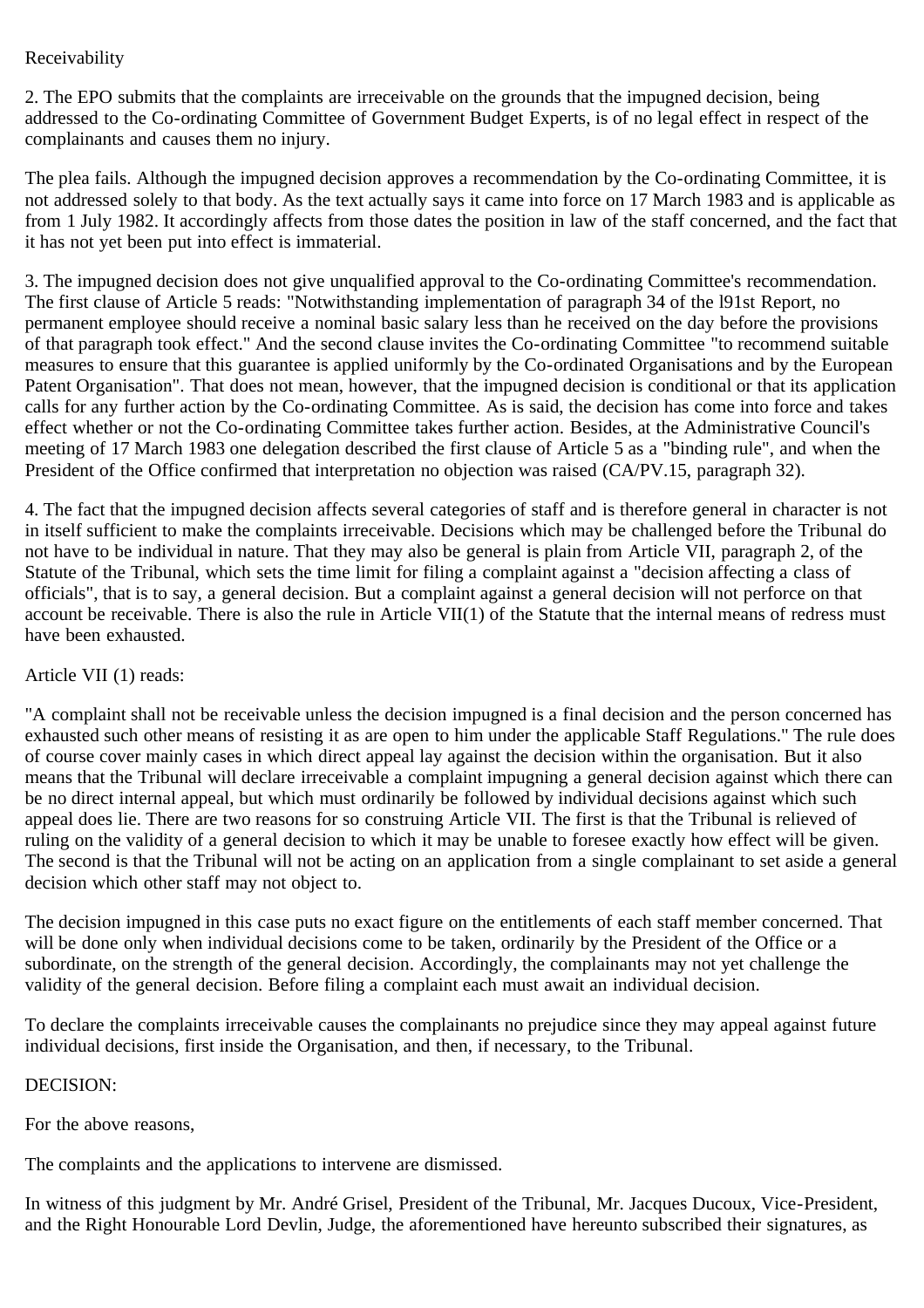Receivability

2. The EPO submits that the complaints are irreceivable on the grounds that the impugned decision, being addressed to the Co-ordinating Committee of Government Budget Experts, is of no legal effect in respect of the complainants and causes them no injury.

The plea fails. Although the impugned decision approves a recommendation by the Co-ordinating Committee, it is not addressed solely to that body. As the text actually says it came into force on 17 March 1983 and is applicable as from 1 July 1982. It accordingly affects from those dates the position in law of the staff concerned, and the fact that it has not yet been put into effect is immaterial.

3. The impugned decision does not give unqualified approval to the Co-ordinating Committee's recommendation. The first clause of Article 5 reads: "Notwithstanding implementation of paragraph 34 of the l91st Report, no permanent employee should receive a nominal basic salary less than he received on the day before the provisions of that paragraph took effect." And the second clause invites the Co-ordinating Committee "to recommend suitable measures to ensure that this guarantee is applied uniformly by the Co-ordinated Organisations and by the European Patent Organisation". That does not mean, however, that the impugned decision is conditional or that its application calls for any further action by the Co-ordinating Committee. As is said, the decision has come into force and takes effect whether or not the Co-ordinating Committee takes further action. Besides, at the Administrative Council's meeting of 17 March 1983 one delegation described the first clause of Article 5 as a "binding rule", and when the President of the Office confirmed that interpretation no objection was raised (CA/PV.15, paragraph 32).

4. The fact that the impugned decision affects several categories of staff and is therefore general in character is not in itself sufficient to make the complaints irreceivable. Decisions which may be challenged before the Tribunal do not have to be individual in nature. That they may also be general is plain from Article VII, paragraph 2, of the Statute of the Tribunal, which sets the time limit for filing a complaint against a "decision affecting a class of officials", that is to say, a general decision. But a complaint against a general decision will not perforce on that account be receivable. There is also the rule in Article VII(1) of the Statute that the internal means of redress must have been exhausted.

Article VII (1) reads:

"A complaint shall not be receivable unless the decision impugned is a final decision and the person concerned has exhausted such other means of resisting it as are open to him under the applicable Staff Regulations." The rule does of course cover mainly cases in which direct appeal lay against the decision within the organisation. But it also means that the Tribunal will declare irreceivable a complaint impugning a general decision against which there can be no direct internal appeal, but which must ordinarily be followed by individual decisions against which such appeal does lie. There are two reasons for so construing Article VII. The first is that the Tribunal is relieved of ruling on the validity of a general decision to which it may be unable to foresee exactly how effect will be given. The second is that the Tribunal will not be acting on an application from a single complainant to set aside a general decision which other staff may not object to.

The decision impugned in this case puts no exact figure on the entitlements of each staff member concerned. That will be done only when individual decisions come to be taken, ordinarily by the President of the Office or a subordinate, on the strength of the general decision. Accordingly, the complainants may not yet challenge the validity of the general decision. Before filing a complaint each must await an individual decision.

To declare the complaints irreceivable causes the complainants no prejudice since they may appeal against future individual decisions, first inside the Organisation, and then, if necessary, to the Tribunal.

DECISION:

For the above reasons,

The complaints and the applications to intervene are dismissed.

In witness of this judgment by Mr. André Grisel, President of the Tribunal, Mr. Jacques Ducoux, Vice-President, and the Right Honourable Lord Devlin, Judge, the aforementioned have hereunto subscribed their signatures, as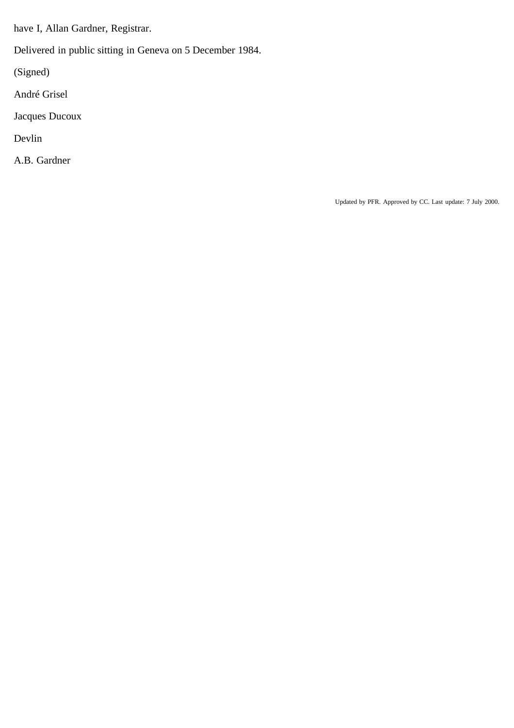have I, Allan Gardner, Registrar.

Delivered in public sitting in Geneva on 5 December 1984.

(Signed)

André Grisel

Jacques Ducoux

Devlin

A.B. Gardner

Updated by PFR. Approved by CC. Last update: 7 July 2000.